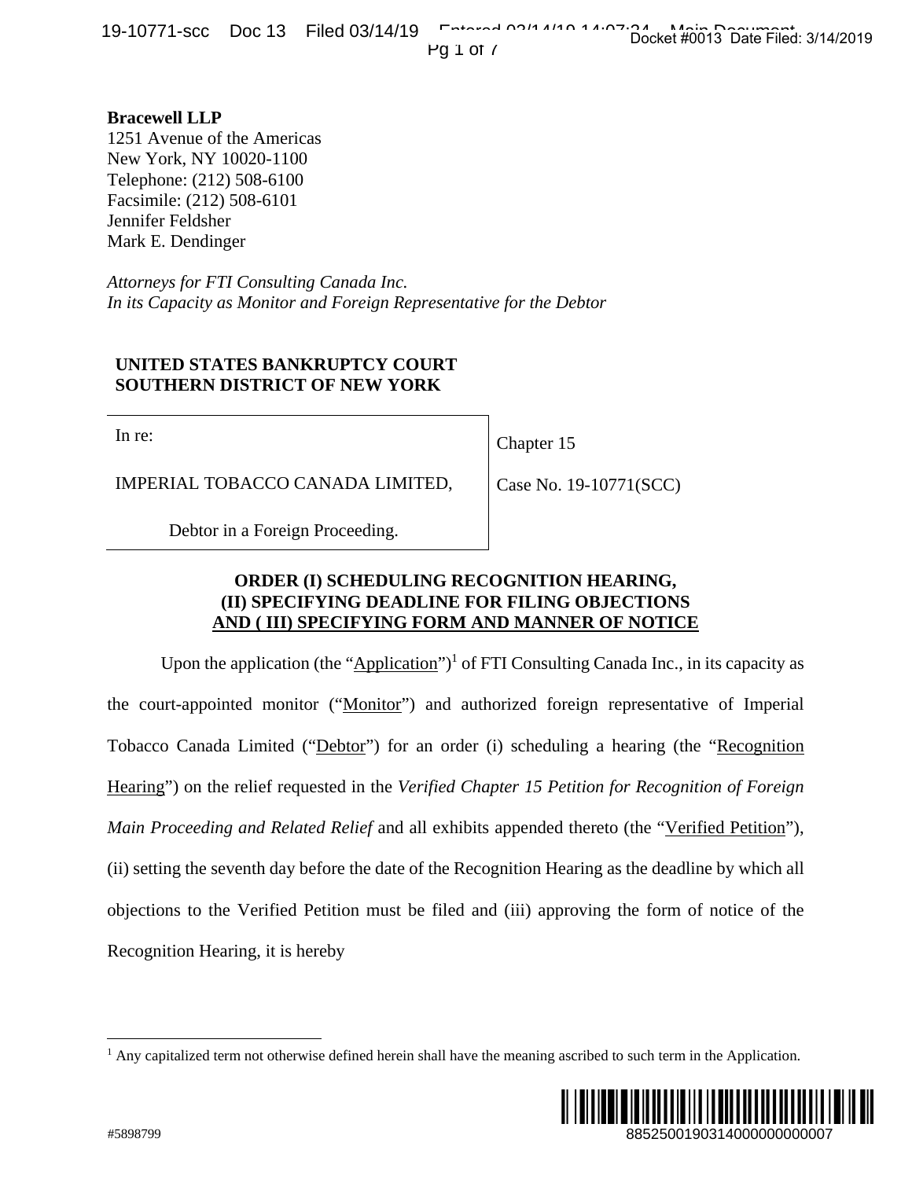**Bracewell LLP**
1251 Avenue of the Americas
New York, NY 10020-1100
Telephone: (212) 508-6100
Facsimile: (212) 508-6101
Jennifer Feldsher
Mark E. Dendinger

*Attorneys for FTI Consulting Canada Inc.*
*In its Capacity as Monitor and Foreign Representative for the Debtor*

**UNITED STATES BANKRUPTCY COURT**
**SOUTHERN DISTRICT OF NEW YORK**

| In re: IMPERIAL TOBACCO CANADA LIMITED, Debtor in a Foreign Proceeding. | Chapter 15 Case No. 19-10771(SCC) |
| --- | --- |

**ORDER (I) SCHEDULING RECOGNITION HEARING, (II) SPECIFYING DEADLINE FOR FILING OBJECTIONS AND ( III) SPECIFYING FORM AND MANNER OF NOTICE**

Upon the application (the "Application")[1] of FTI Consulting Canada Inc., in its capacity as the court-appointed monitor ("Monitor") and authorized foreign representative of Imperial Tobacco Canada Limited ("Debtor") for an order (i) scheduling a hearing (the "Recognition Hearing") on the relief requested in the *Verified Chapter 15 Petition for Recognition of Foreign Main Proceeding and Related Relief* and all exhibits appended thereto (the "Verified Petition"), (ii) setting the seventh day before the date of the Recognition Hearing as the deadline by which all objections to the Verified Petition must be filed and (iii) approving the form of notice of the Recognition Hearing, it is hereby

[1] Any capitalized term not otherwise defined herein shall have the meaning ascribed to such term in the Application.

#5898799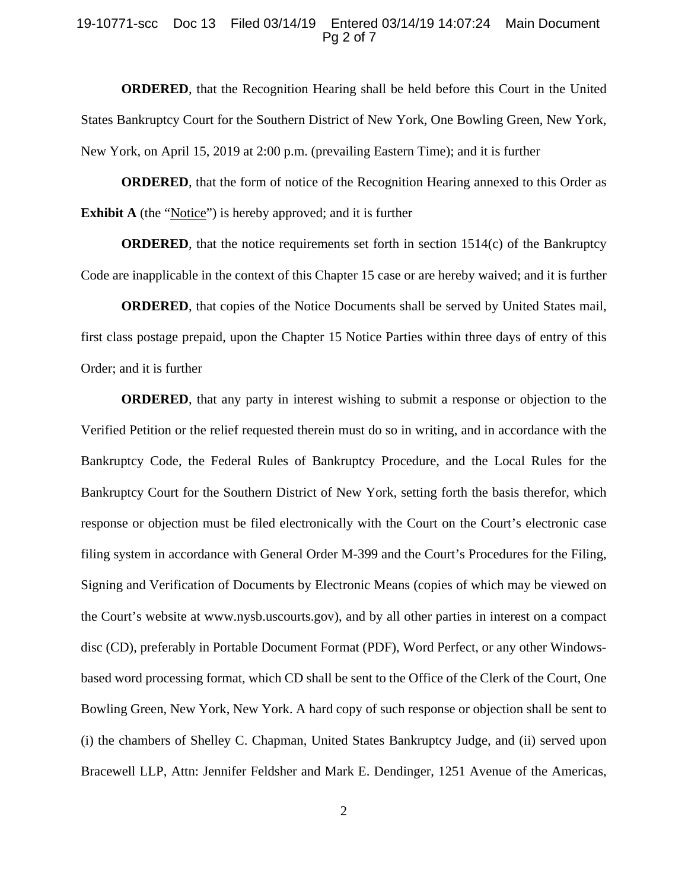**ORDERED**, that the Recognition Hearing shall be held before this Court in the United States Bankruptcy Court for the Southern District of New York, One Bowling Green, New York, New York, on April 15, 2019 at 2:00 p.m. (prevailing Eastern Time); and it is further

**ORDERED**, that the form of notice of the Recognition Hearing annexed to this Order as **Exhibit A** (the "Notice") is hereby approved; and it is further

**ORDERED**, that the notice requirements set forth in section 1514(c) of the Bankruptcy Code are inapplicable in the context of this Chapter 15 case or are hereby waived; and it is further

**ORDERED**, that copies of the Notice Documents shall be served by United States mail, first class postage prepaid, upon the Chapter 15 Notice Parties within three days of entry of this Order; and it is further

**ORDERED**, that any party in interest wishing to submit a response or objection to the Verified Petition or the relief requested therein must do so in writing, and in accordance with the Bankruptcy Code, the Federal Rules of Bankruptcy Procedure, and the Local Rules for the Bankruptcy Court for the Southern District of New York, setting forth the basis therefor, which response or objection must be filed electronically with the Court on the Court's electronic case filing system in accordance with General Order M-399 and the Court's Procedures for the Filing, Signing and Verification of Documents by Electronic Means (copies of which may be viewed on the Court's website at www.nysb.uscourts.gov), and by all other parties in interest on a compact disc (CD), preferably in Portable Document Format (PDF), Word Perfect, or any other Windows-based word processing format, which CD shall be sent to the Office of the Clerk of the Court, One Bowling Green, New York, New York. A hard copy of such response or objection shall be sent to (i) the chambers of Shelley C. Chapman, United States Bankruptcy Judge, and (ii) served upon Bracewell LLP, Attn: Jennifer Feldsher and Mark E. Dendinger, 1251 Avenue of the Americas,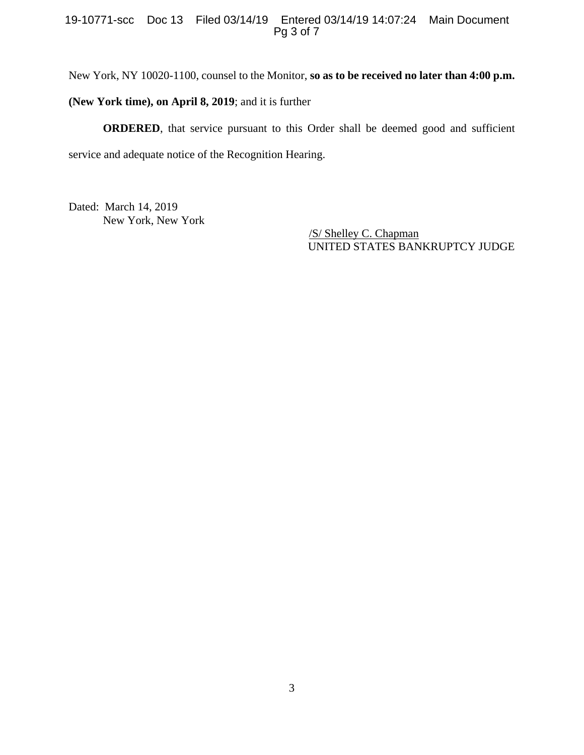New York, NY 10020-1100, counsel to the Monitor, **so as to be received no later than 4:00 p.m. (New York time), on April 8, 2019**; and it is further

**ORDERED**, that service pursuant to this Order shall be deemed good and sufficient service and adequate notice of the Recognition Hearing.

Dated: March 14, 2019
New York, New York

/S/ Shelley C. Chapman
UNITED STATES BANKRUPTCY JUDGE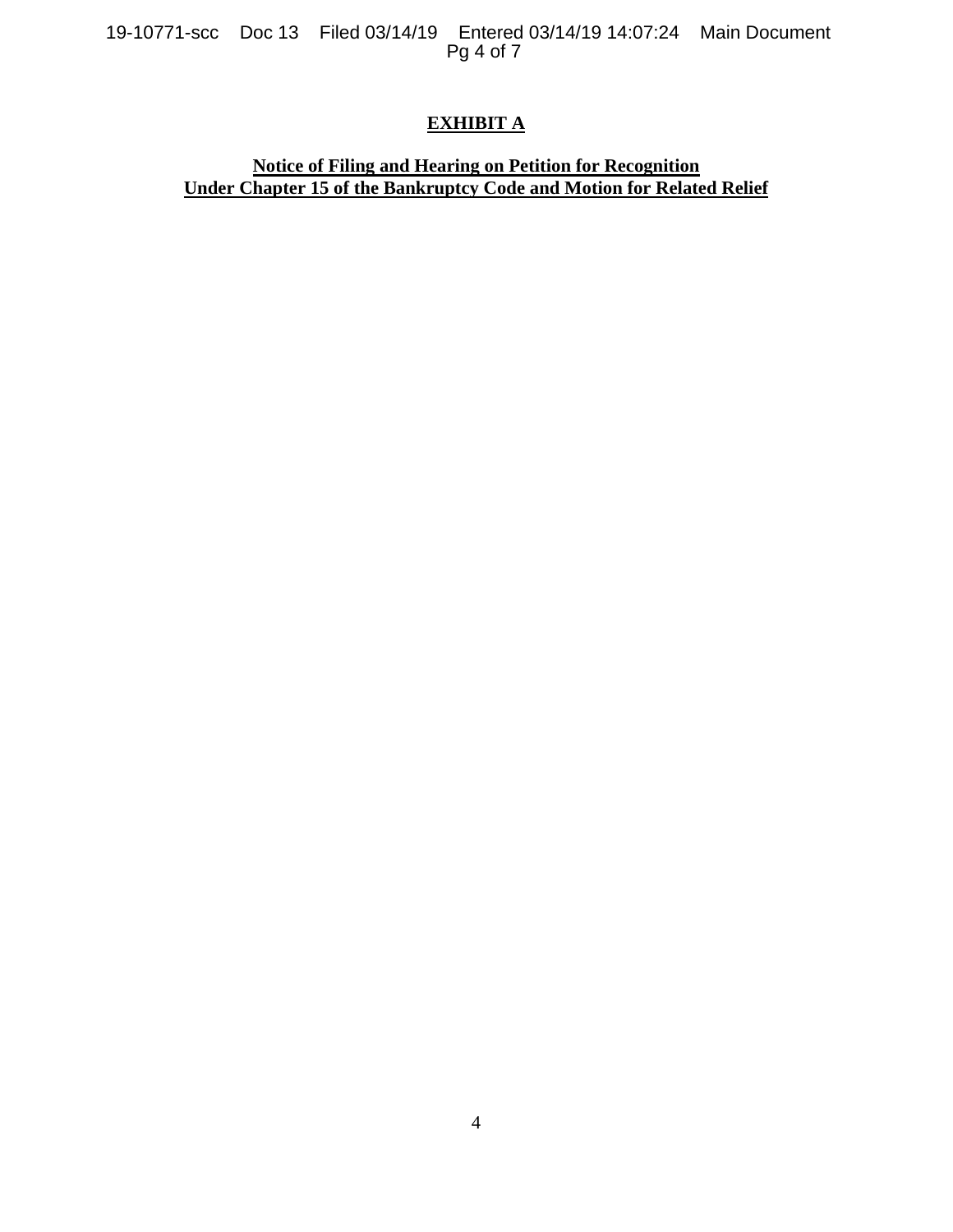# **EXHIBIT A**

**Notice of Filing and Hearing on Petition for Recognition Under Chapter 15 of the Bankruptcy Code and Motion for Related Relief**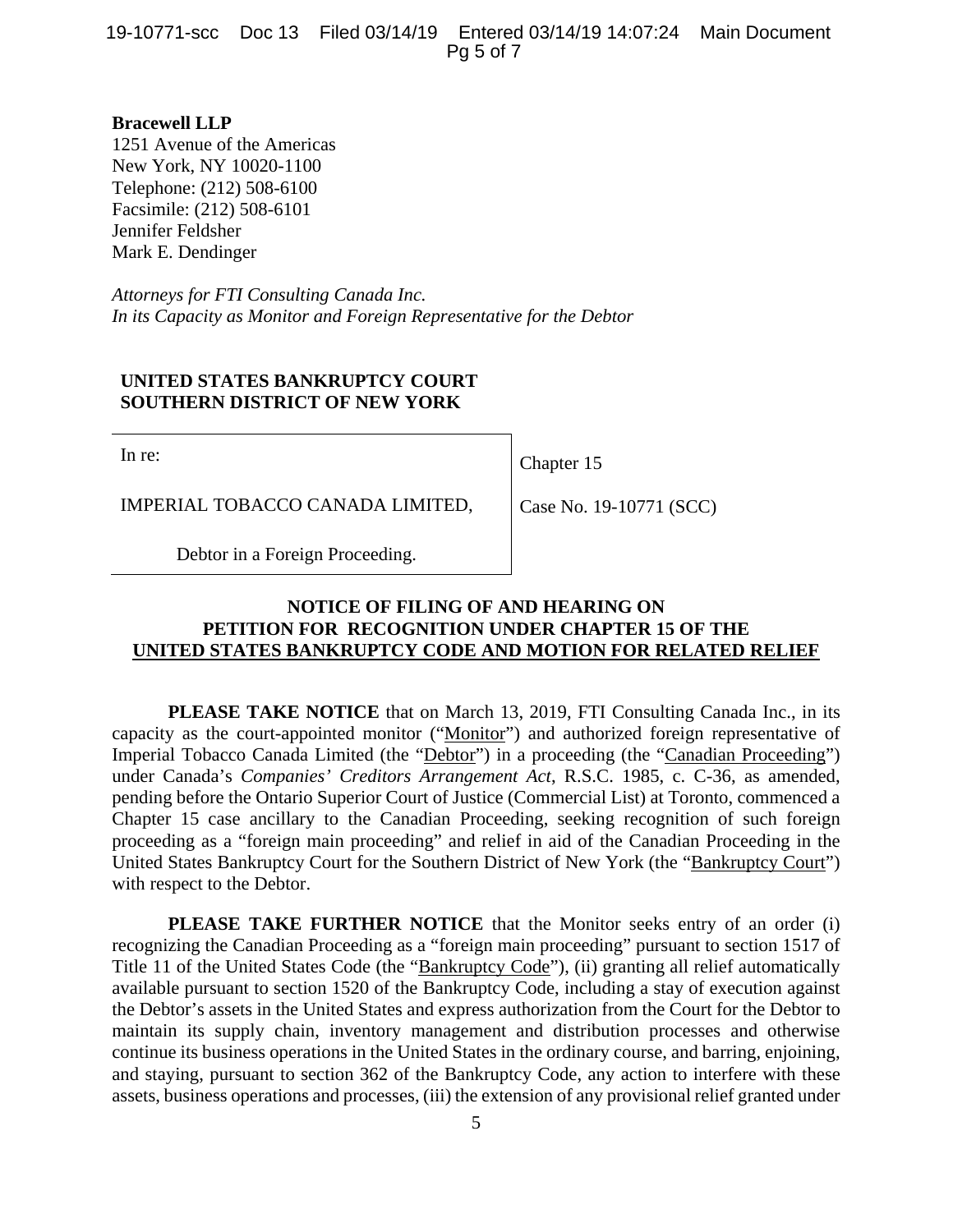**Bracewell LLP**
1251 Avenue of the Americas
New York, NY 10020-1100
Telephone: (212) 508-6100
Facsimile: (212) 508-6101
Jennifer Feldsher
Mark E. Dendinger

*Attorneys for FTI Consulting Canada Inc.*
*In its Capacity as Monitor and Foreign Representative for the Debtor*

**UNITED STATES BANKRUPTCY COURT**
**SOUTHERN DISTRICT OF NEW YORK**

| In re: | Chapter 15 |
|---|---|
| IMPERIAL TOBACCO CANADA LIMITED, | Case No. 19-10771 (SCC) |
| Debtor in a Foreign Proceeding. | |

**NOTICE OF FILING OF AND HEARING ON PETITION FOR RECOGNITION UNDER CHAPTER 15 OF THE UNITED STATES BANKRUPTCY CODE AND MOTION FOR RELATED RELIEF**

**PLEASE TAKE NOTICE** that on March 13, 2019, FTI Consulting Canada Inc., in its capacity as the court-appointed monitor ("Monitor") and authorized foreign representative of Imperial Tobacco Canada Limited (the "Debtor") in a proceeding (the "Canadian Proceeding") under Canada's *Companies' Creditors Arrangement Act*, R.S.C. 1985, c. C-36, as amended, pending before the Ontario Superior Court of Justice (Commercial List) at Toronto, commenced a Chapter 15 case ancillary to the Canadian Proceeding, seeking recognition of such foreign proceeding as a "foreign main proceeding" and relief in aid of the Canadian Proceeding in the United States Bankruptcy Court for the Southern District of New York (the "Bankruptcy Court") with respect to the Debtor.

**PLEASE TAKE FURTHER NOTICE** that the Monitor seeks entry of an order (i) recognizing the Canadian Proceeding as a "foreign main proceeding" pursuant to section 1517 of Title 11 of the United States Code (the "Bankruptcy Code"), (ii) granting all relief automatically available pursuant to section 1520 of the Bankruptcy Code, including a stay of execution against the Debtor's assets in the United States and express authorization from the Court for the Debtor to maintain its supply chain, inventory management and distribution processes and otherwise continue its business operations in the United States in the ordinary course, and barring, enjoining, and staying, pursuant to section 362 of the Bankruptcy Code, any action to interfere with these assets, business operations and processes, (iii) the extension of any provisional relief granted under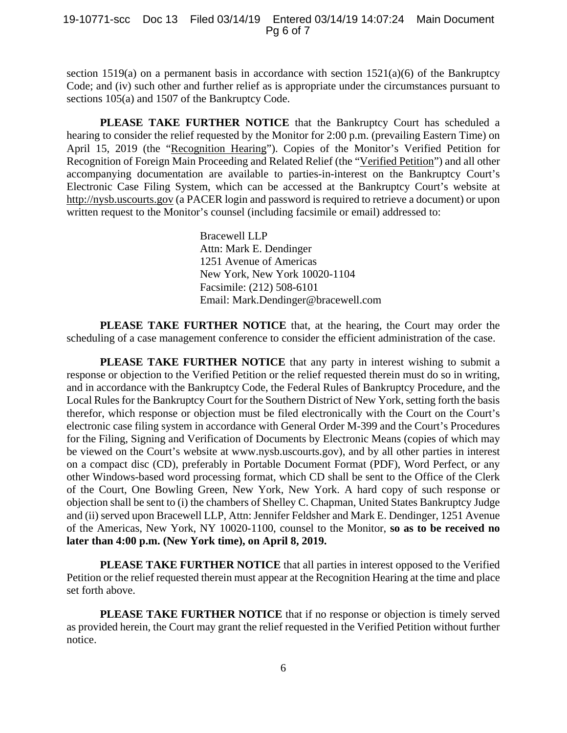section 1519(a) on a permanent basis in accordance with section 1521(a)(6) of the Bankruptcy Code; and (iv) such other and further relief as is appropriate under the circumstances pursuant to sections 105(a) and 1507 of the Bankruptcy Code.

**PLEASE TAKE FURTHER NOTICE** that the Bankruptcy Court has scheduled a hearing to consider the relief requested by the Monitor for 2:00 p.m. (prevailing Eastern Time) on April 15, 2019 (the "Recognition Hearing"). Copies of the Monitor's Verified Petition for Recognition of Foreign Main Proceeding and Related Relief (the "Verified Petition") and all other accompanying documentation are available to parties-in-interest on the Bankruptcy Court's Electronic Case Filing System, which can be accessed at the Bankruptcy Court's website at http://nysb.uscourts.gov (a PACER login and password is required to retrieve a document) or upon written request to the Monitor's counsel (including facsimile or email) addressed to:

> Bracewell LLP
> Attn: Mark E. Dendinger
> 1251 Avenue of Americas
> New York, New York 10020-1104
> Facsimile: (212) 508-6101
> Email: Mark.Dendinger@bracewell.com

**PLEASE TAKE FURTHER NOTICE** that, at the hearing, the Court may order the scheduling of a case management conference to consider the efficient administration of the case.

**PLEASE TAKE FURTHER NOTICE** that any party in interest wishing to submit a response or objection to the Verified Petition or the relief requested therein must do so in writing, and in accordance with the Bankruptcy Code, the Federal Rules of Bankruptcy Procedure, and the Local Rules for the Bankruptcy Court for the Southern District of New York, setting forth the basis therefor, which response or objection must be filed electronically with the Court on the Court's electronic case filing system in accordance with General Order M-399 and the Court's Procedures for the Filing, Signing and Verification of Documents by Electronic Means (copies of which may be viewed on the Court's website at www.nysb.uscourts.gov), and by all other parties in interest on a compact disc (CD), preferably in Portable Document Format (PDF), Word Perfect, or any other Windows-based word processing format, which CD shall be sent to the Office of the Clerk of the Court, One Bowling Green, New York, New York. A hard copy of such response or objection shall be sent to (i) the chambers of Shelley C. Chapman, United States Bankruptcy Judge and (ii) served upon Bracewell LLP, Attn: Jennifer Feldsher and Mark E. Dendinger, 1251 Avenue of the Americas, New York, NY 10020-1100, counsel to the Monitor, **so as to be received no later than 4:00 p.m. (New York time), on April 8, 2019.**

**PLEASE TAKE FURTHER NOTICE** that all parties in interest opposed to the Verified Petition or the relief requested therein must appear at the Recognition Hearing at the time and place set forth above.

**PLEASE TAKE FURTHER NOTICE** that if no response or objection is timely served as provided herein, the Court may grant the relief requested in the Verified Petition without further notice.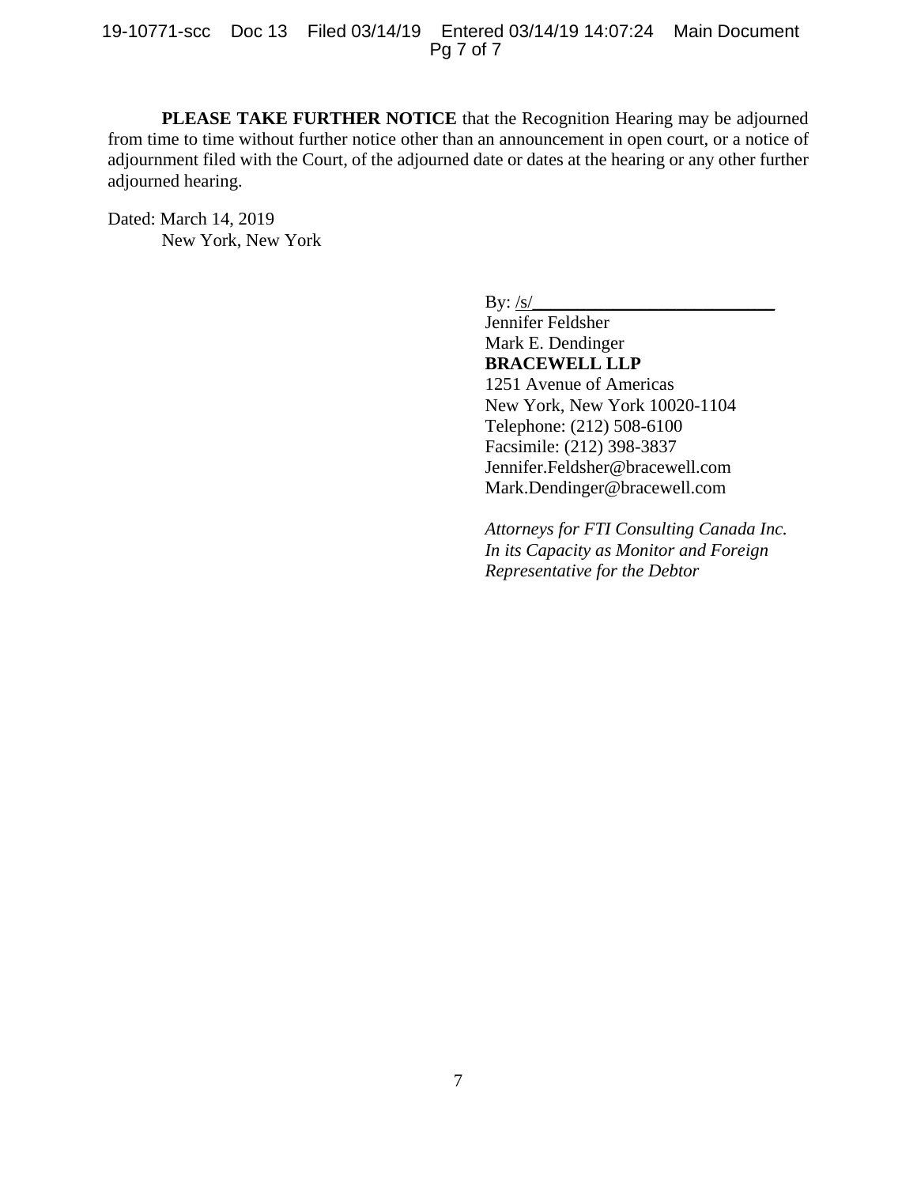**PLEASE TAKE FURTHER NOTICE** that the Recognition Hearing may be adjourned from time to time without further notice other than an announcement in open court, or a notice of adjournment filed with the Court, of the adjourned date or dates at the hearing or any other further adjourned hearing.

Dated: March 14, 2019
New York, New York

By: /s/___________________________
Jennifer Feldsher
Mark E. Dendinger
**BRACEWELL LLP**
1251 Avenue of Americas
New York, New York 10020-1104
Telephone: (212) 508-6100
Facsimile: (212) 398-3837
Jennifer.Feldsher@bracewell.com
Mark.Dendinger@bracewell.com

*Attorneys for FTI Consulting Canada Inc. In its Capacity as Monitor and Foreign Representative for the Debtor*